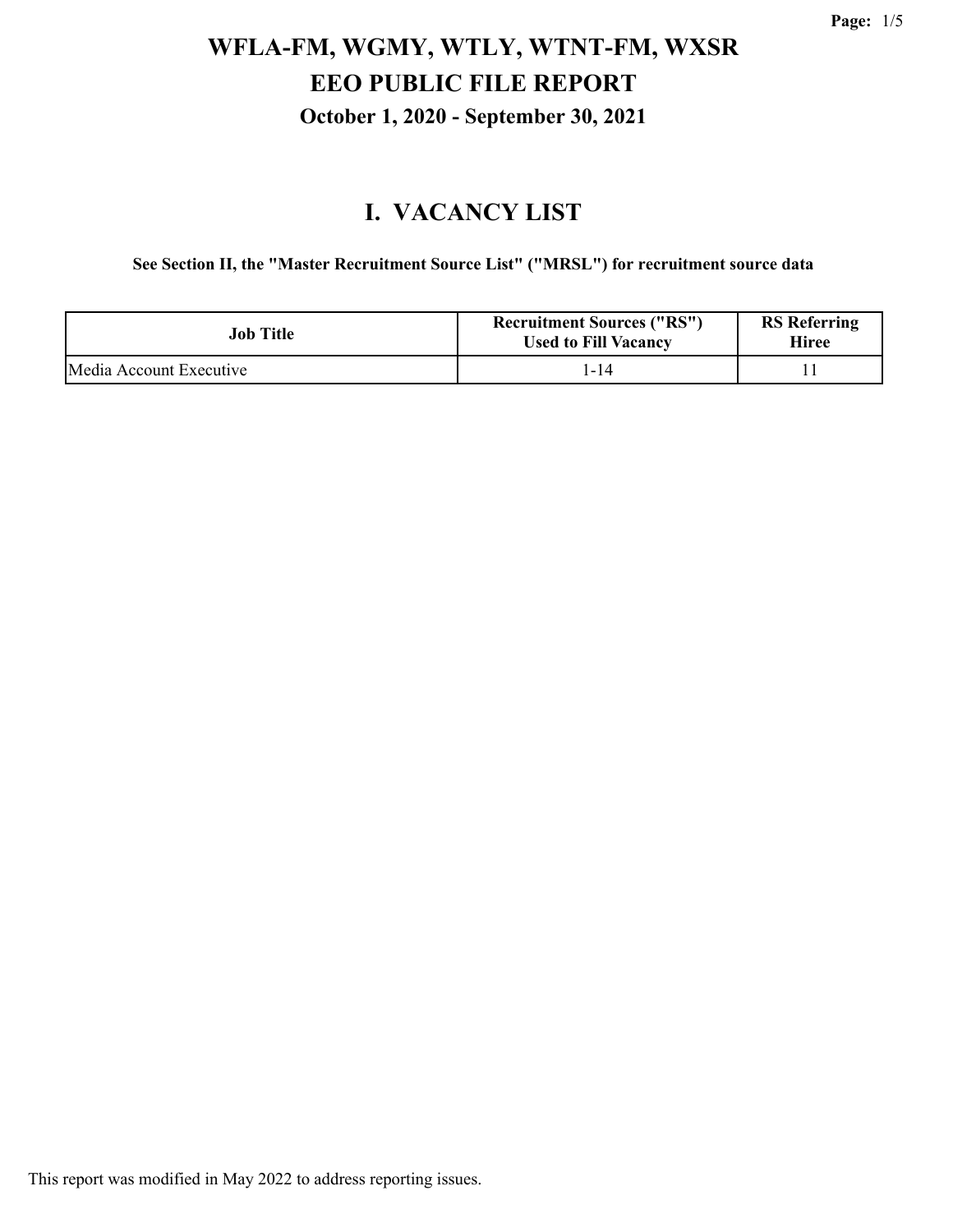# WFLA-FM, WGMY, WTLY, WTNT-FM, WXSR
# EEO PUBLIC FILE REPORT
### October 1, 2020 - September 30, 2021

## I. VACANCY LIST

**See Section II, the "Master Recruitment Source List" ("MRSL") for recruitment source data**

| Job Title | Recruitment Sources ("RS") Used to Fill Vacancy | RS Referring Hiree |
| --- | --- | --- |
| Media Account Executive | 1-14 | 11 |

This report was modified in May 2022 to address reporting issues.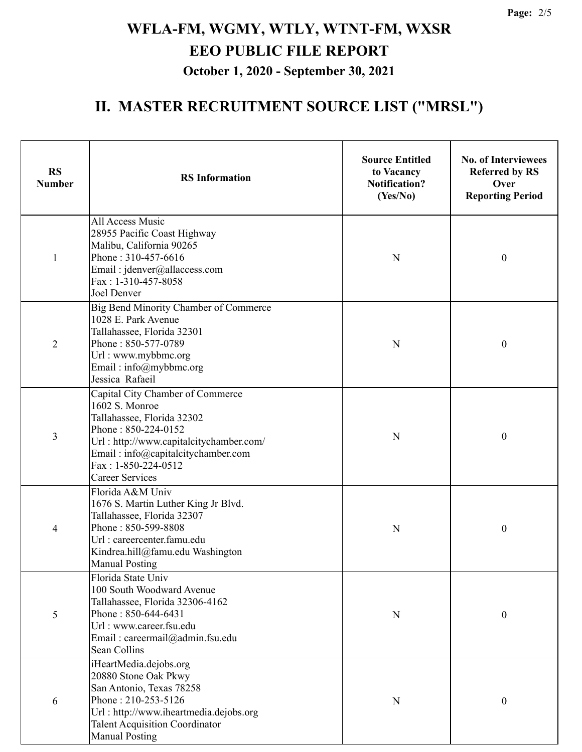# WFLA-FM, WGMY, WTLY, WTNT-FM, WXSR

## EEO PUBLIC FILE REPORT

### October 1, 2020 - September 30, 2021

## II. MASTER RECRUITMENT SOURCE LIST ("MRSL")

| RS Number | RS Information | Source Entitled to Vacancy Notification? (Yes/No) | No. of Interviewees Referred by RS Over Reporting Period |
|---|---|---|---|
| 1 | All Access Music<br>28955 Pacific Coast Highway<br>Malibu, California 90265<br>Phone : 310-457-6616<br>Email : jdenver@allaccess.com<br>Fax : 1-310-457-8058<br>Joel Denver | N | 0 |
| 2 | Big Bend Minority Chamber of Commerce<br>1028 E. Park Avenue<br>Tallahassee, Florida 32301<br>Phone : 850-577-0789<br>Url : www.mybbmc.org<br>Email : info@mybbmc.org<br>Jessica Rafaeil | N | 0 |
| 3 | Capital City Chamber of Commerce<br>1602 S. Monroe<br>Tallahassee, Florida 32302<br>Phone : 850-224-0152<br>Url : http://www.capitalcitychamber.com/<br>Email : info@capitalcitychamber.com<br>Fax : 1-850-224-0512<br>Career Services | N | 0 |
| 4 | Florida A&M Univ<br>1676 S. Martin Luther King Jr Blvd.<br>Tallahassee, Florida 32307<br>Phone : 850-599-8808<br>Url : careercenter.famu.edu<br>Kindrea.hill@famu.edu Washington<br>Manual Posting | N | 0 |
| 5 | Florida State Univ<br>100 South Woodward Avenue<br>Tallahassee, Florida 32306-4162<br>Phone : 850-644-6431<br>Url : www.career.fsu.edu<br>Email : careermail@admin.fsu.edu<br>Sean Collins | N | 0 |
| 6 | iHeartMedia.dejobs.org<br>20880 Stone Oak Pkwy<br>San Antonio, Texas 78258<br>Phone : 210-253-5126<br>Url : http://www.iheartmedia.dejobs.org<br>Talent Acquisition Coordinator<br>Manual Posting | N | 0 |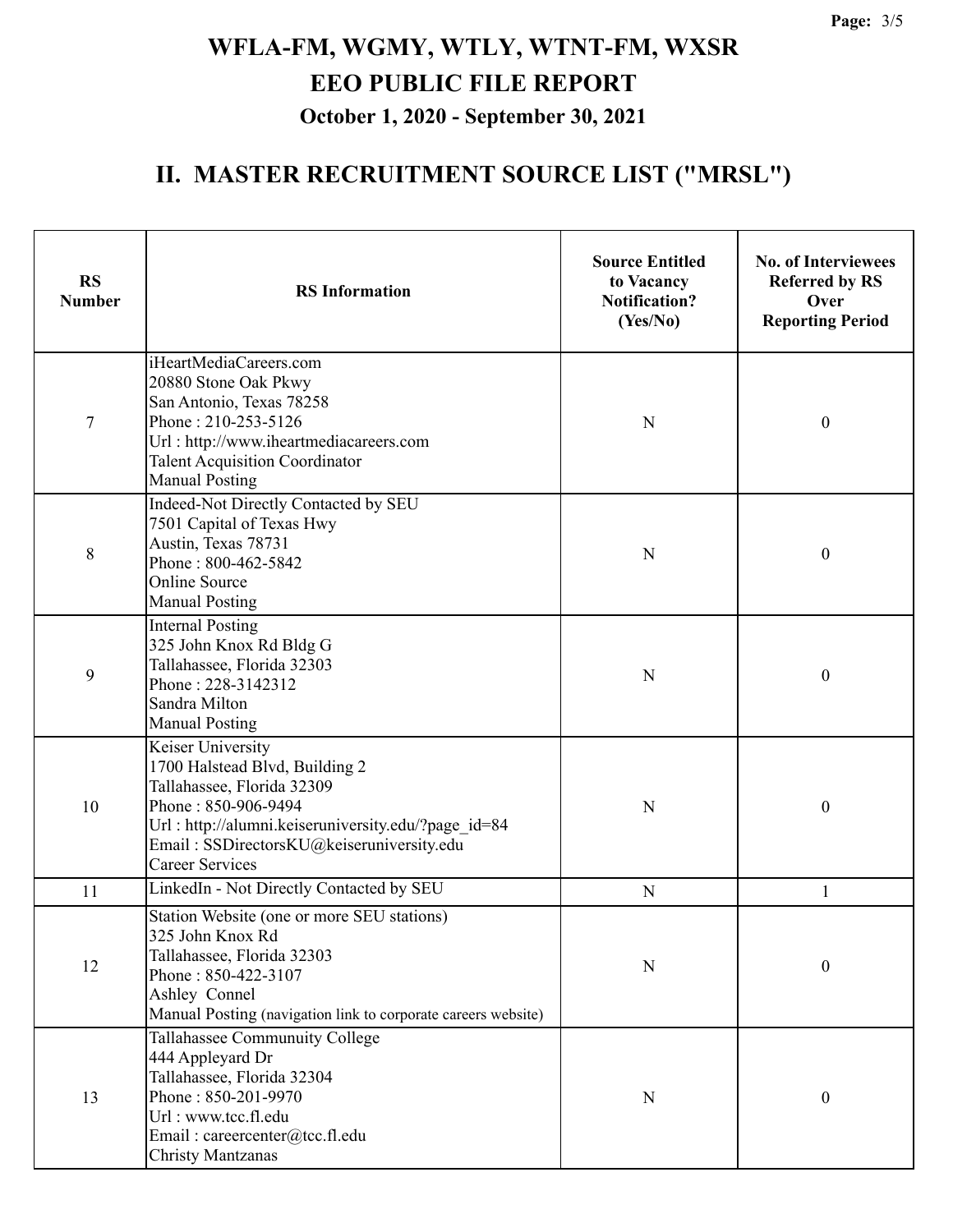# WFLA-FM, WGMY, WTLY, WTNT-FM, WXSR
# EEO PUBLIC FILE REPORT
### October 1, 2020 - September 30, 2021

## II. MASTER RECRUITMENT SOURCE LIST ("MRSL")

| RS Number | RS Information | Source Entitled to Vacancy Notification? (Yes/No) | No. of Interviewees Referred by RS Over Reporting Period |
|---|---|---|---|
| 7 | iHeartMediaCareers.com<br>20880 Stone Oak Pkwy<br>San Antonio, Texas 78258<br>Phone : 210-253-5126<br>Url : http://www.iheartmediacareers.com<br>Talent Acquisition Coordinator<br>Manual Posting | N | 0 |
| 8 | Indeed-Not Directly Contacted by SEU<br>7501 Capital of Texas Hwy<br>Austin, Texas 78731<br>Phone : 800-462-5842<br>Online Source<br>Manual Posting | N | 0 |
| 9 | Internal Posting<br>325 John Knox Rd Bldg G<br>Tallahassee, Florida 32303<br>Phone : 228-3142312<br>Sandra Milton<br>Manual Posting | N | 0 |
| 10 | Keiser University<br>1700 Halstead Blvd, Building 2<br>Tallahassee, Florida 32309<br>Phone : 850-906-9494<br>Url : http://alumni.keiseruniversity.edu/?page_id=84<br>Email : SSDirectorsKU@keiseruniversity.edu<br>Career Services | N | 0 |
| 11 | LinkedIn - Not Directly Contacted by SEU | N | 1 |
| 12 | Station Website (one or more SEU stations)<br>325 John Knox Rd<br>Tallahassee, Florida 32303<br>Phone : 850-422-3107<br>Ashley Connel<br>Manual Posting (navigation link to corporate careers website) | N | 0 |
| 13 | Tallahassee Communuity College<br>444 Appleyard Dr<br>Tallahassee, Florida 32304<br>Phone : 850-201-9970<br>Url : www.tcc.fl.edu<br>Email : careercenter@tcc.fl.edu<br>Christy Mantzanas | N | 0 |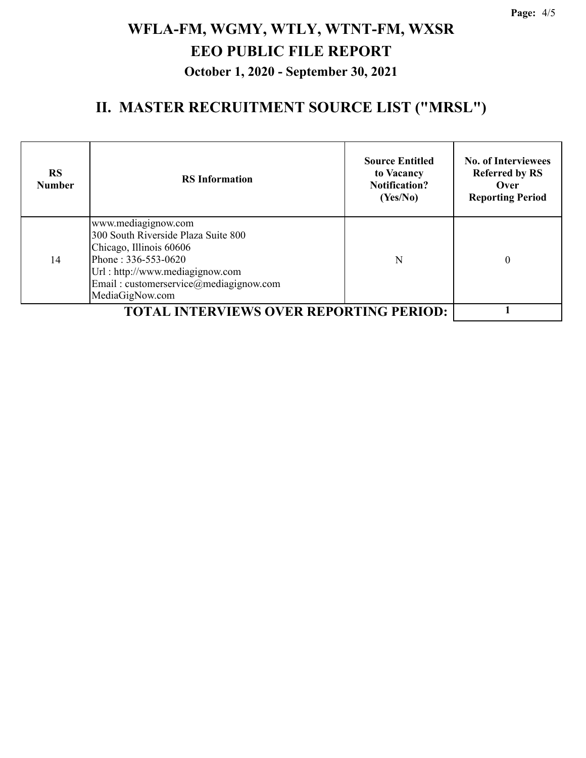# WFLA-FM, WGMY, WTLY, WTNT-FM, WXSR

# EEO PUBLIC FILE REPORT

### October 1, 2020 - September 30, 2021

## II. MASTER RECRUITMENT SOURCE LIST ("MRSL")

| RS Number | RS Information | Source Entitled to Vacancy Notification? (Yes/No) | No. of Interviewees Referred by RS Over Reporting Period |
|---|---|---|---|
| 14 | www.mediagignow.com<br>300 South Riverside Plaza Suite 800<br>Chicago, Illinois 60606<br>Phone : 336-553-0620<br>Url : http://www.mediagignow.com<br>Email : customerservice@mediagignow.com<br>MediaGigNow.com | N | 0 |
| **TOTAL INTERVIEWS OVER REPORTING PERIOD:** | | | **1** |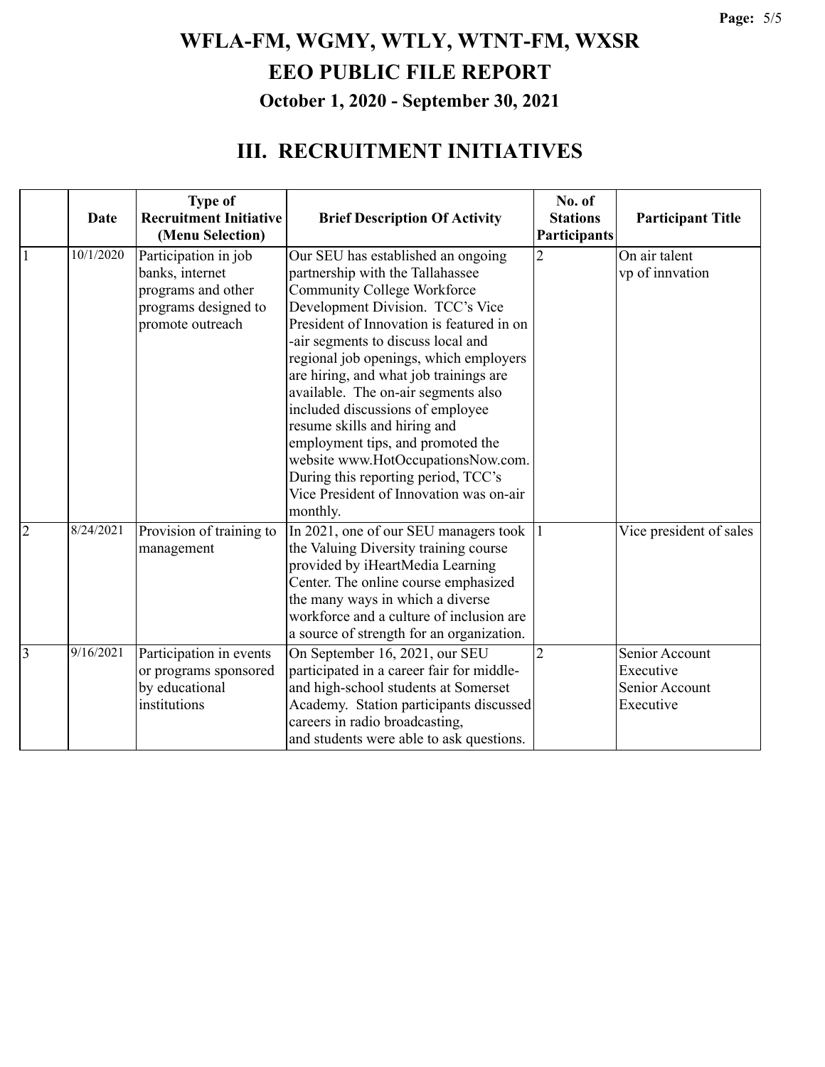# WFLA-FM, WGMY, WTLY, WTNT-FM, WXSR
# EEO PUBLIC FILE REPORT
### October 1, 2020 - September 30, 2021

## III. RECRUITMENT INITIATIVES

| | Date | Type of Recruitment Initiative (Menu Selection) | Brief Description Of Activity | No. of Stations Participants | Participant Title |
|---|---|---|---|---|---|
| 1 | 10/1/2020 | Participation in job banks, internet programs and other programs designed to promote outreach | Our SEU has established an ongoing partnership with the Tallahassee Community College Workforce Development Division. TCC's Vice President of Innovation is featured in on -air segments to discuss local and regional job openings, which employers are hiring, and what job trainings are available. The on-air segments also included discussions of employee resume skills and hiring and employment tips, and promoted the website www.HotOccupationsNow.com. During this reporting period, TCC's Vice President of Innovation was on-air monthly. | 2 | On air talent<br>vp of innvation |
| 2 | 8/24/2021 | Provision of training to management | In 2021, one of our SEU managers took the Valuing Diversity training course provided by iHeartMedia Learning Center. The online course emphasized the many ways in which a diverse workforce and a culture of inclusion are a source of strength for an organization. | 1 | Vice president of sales |
| 3 | 9/16/2021 | Participation in events or programs sponsored by educational institutions | On September 16, 2021, our SEU participated in a career fair for middle- and high-school students at Somerset Academy. Station participants discussed careers in radio broadcasting, and students were able to ask questions. | 2 | Senior Account Executive<br>Senior Account Executive |